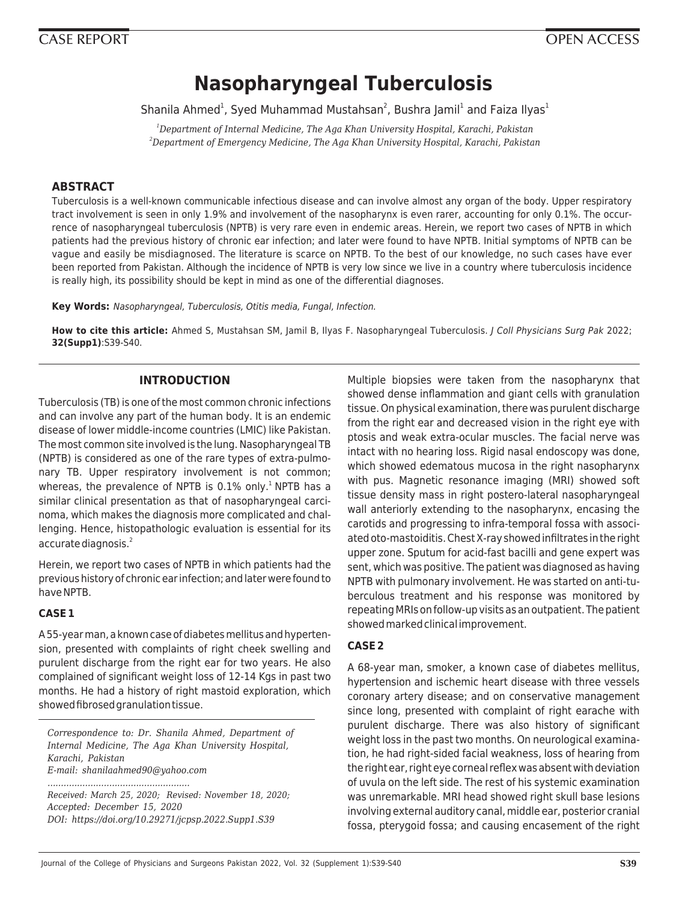CASE REPORT | OPEN ACCESS

# Nasopharyngeal Tuberculosis

Shanila Ahmed[1], Syed Muhammad Mustahsan[2], Bushra Jamil[1] and Faiza Ilyas[1]

[1]*Department of Internal Medicine, The Aga Khan University Hospital, Karachi, Pakistan*
[2]*Department of Emergency Medicine, The Aga Khan University Hospital, Karachi, Pakistan*

## ABSTRACT

Tuberculosis is a well-known communicable infectious disease and can involve almost any organ of the body. Upper respiratory tract involvement is seen in only 1.9% and involvement of the nasopharynx is even rarer, accounting for only 0.1%. The occurrence of nasopharyngeal tuberculosis (NPTB) is very rare even in endemic areas. Herein, we report two cases of NPTB in which patients had the previous history of chronic ear infection; and later were found to have NPTB. Initial symptoms of NPTB can be vague and easily be misdiagnosed. The literature is scarce on NPTB. To the best of our knowledge, no such cases have ever been reported from Pakistan. Although the incidence of NPTB is very low since we live in a country where tuberculosis incidence is really high, its possibility should be kept in mind as one of the differential diagnoses.

**Key Words:** *Nasopharyngeal, Tuberculosis, Otitis media, Fungal, Infection.*

**How to cite this article:** Ahmed S, Mustahsan SM, Jamil B, Ilyas F. Nasopharyngeal Tuberculosis. *J Coll Physicians Surg Pak* 2022; **32(Supp1)**:S39-S40.

## INTRODUCTION

Tuberculosis (TB) is one of the most common chronic infections and can involve any part of the human body. It is an endemic disease of lower middle-income countries (LMIC) like Pakistan. The most common site involved is the lung. Nasopharyngeal TB (NPTB) is considered as one of the rare types of extra-pulmonary TB. Upper respiratory involvement is not common; whereas, the prevalence of NPTB is 0.1% only.[1] NPTB has a similar clinical presentation as that of nasopharyngeal carcinoma, which makes the diagnosis more complicated and challenging. Hence, histopathologic evaluation is essential for its accurate diagnosis.[2]

Herein, we report two cases of NPTB in which patients had the previous history of chronic ear infection; and later were found to have NPTB.

### CASE 1

A 55-year man, a known case of diabetes mellitus and hypertension, presented with complaints of right cheek swelling and purulent discharge from the right ear for two years. He also complained of significant weight loss of 12-14 Kgs in past two months. He had a history of right mastoid exploration, which showed fibrosed granulation tissue.

Multiple biopsies were taken from the nasopharynx that showed dense inflammation and giant cells with granulation tissue. On physical examination, there was purulent discharge from the right ear and decreased vision in the right eye with ptosis and weak extra-ocular muscles. The facial nerve was intact with no hearing loss. Rigid nasal endoscopy was done, which showed edematous mucosa in the right nasopharynx with pus. Magnetic resonance imaging (MRI) showed soft tissue density mass in right postero-lateral nasopharyngeal wall anteriorly extending to the nasopharynx, encasing the carotids and progressing to infra-temporal fossa with associated oto-mastoiditis. Chest X-ray showed infiltrates in the right upper zone. Sputum for acid-fast bacilli and gene expert was sent, which was positive. The patient was diagnosed as having NPTB with pulmonary involvement. He was started on anti-tuberculous treatment and his response was monitored by repeating MRIs on follow-up visits as an outpatient. The patient showed marked clinical improvement.

### CASE 2

A 68-year man, smoker, a known case of diabetes mellitus, hypertension and ischemic heart disease with three vessels coronary artery disease; and on conservative management since long, presented with complaint of right earache with purulent discharge. There was also history of significant weight loss in the past two months. On neurological examination, he had right-sided facial weakness, loss of hearing from the right ear, right eye corneal reflex was absent with deviation of uvula on the left side. The rest of his systemic examination was unremarkable. MRI head showed right skull base lesions involving external auditory canal, middle ear, posterior cranial fossa, pterygoid fossa; and causing encasement of the right

*Correspondence to: Dr. Shanila Ahmed, Department of Internal Medicine, The Aga Khan University Hospital, Karachi, Pakistan*
*E-mail: shanilaahmed90@yahoo.com*

*Received: March 25, 2020; Revised: November 18, 2020; Accepted: December 15, 2020*
*DOI: https://doi.org/10.29271/jcpsp.2022.Supp1.S39*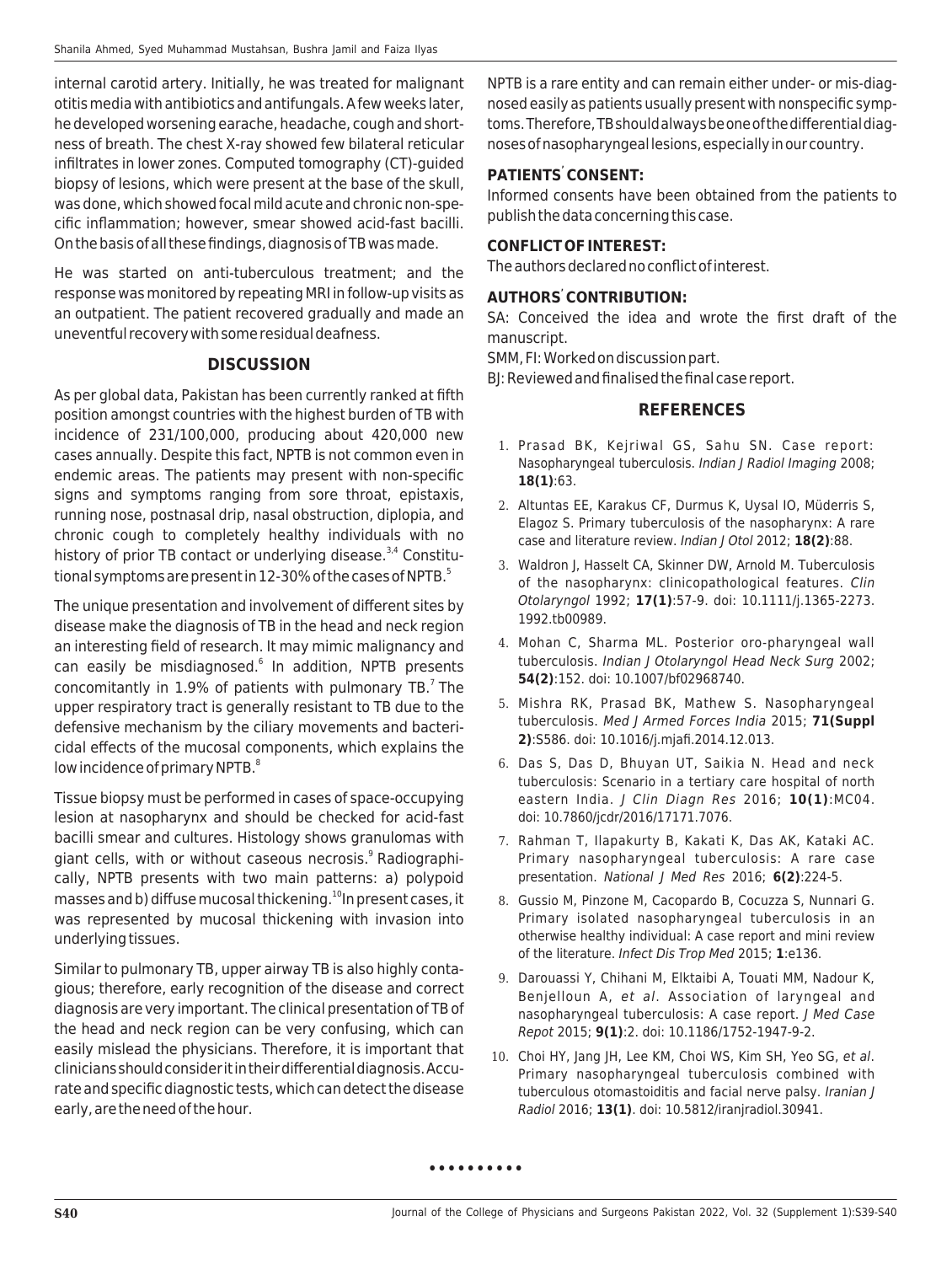internal carotid artery. Initially, he was treated for malignant otitis media with antibiotics and antifungals. A few weeks later, he developed worsening earache, headache, cough and shortness of breath. The chest X-ray showed few bilateral reticular infiltrates in lower zones. Computed tomography (CT)-guided biopsy of lesions, which were present at the base of the skull, was done, which showed focal mild acute and chronic non-specific inflammation; however, smear showed acid-fast bacilli. On the basis of all these findings, diagnosis of TB was made.

He was started on anti-tuberculous treatment; and the response was monitored by repeating MRI in follow-up visits as an outpatient. The patient recovered gradually and made an uneventful recovery with some residual deafness.

## DISCUSSION

As per global data, Pakistan has been currently ranked at fifth position amongst countries with the highest burden of TB with incidence of 231/100,000, producing about 420,000 new cases annually. Despite this fact, NPTB is not common even in endemic areas. The patients may present with non-specific signs and symptoms ranging from sore throat, epistaxis, running nose, postnasal drip, nasal obstruction, diplopia, and chronic cough to completely healthy individuals with no history of prior TB contact or underlying disease.[3,4] Constitutional symptoms are present in 12-30% of the cases of NPTB.[5]

The unique presentation and involvement of different sites by disease make the diagnosis of TB in the head and neck region an interesting field of research. It may mimic malignancy and can easily be misdiagnosed.[6] In addition, NPTB presents concomitantly in 1.9% of patients with pulmonary TB.[7] The upper respiratory tract is generally resistant to TB due to the defensive mechanism by the ciliary movements and bactericidal effects of the mucosal components, which explains the low incidence of primary NPTB.[8]

Tissue biopsy must be performed in cases of space-occupying lesion at nasopharynx and should be checked for acid-fast bacilli smear and cultures. Histology shows granulomas with giant cells, with or without caseous necrosis.[9] Radiographically, NPTB presents with two main patterns: a) polypoid masses and b) diffuse mucosal thickening.[10] In present cases, it was represented by mucosal thickening with invasion into underlying tissues.

Similar to pulmonary TB, upper airway TB is also highly contagious; therefore, early recognition of the disease and correct diagnosis are very important. The clinical presentation of TB of the head and neck region can be very confusing, which can easily mislead the physicians. Therefore, it is important that clinicians should consider it in their differential diagnosis. Accurate and specific diagnostic tests, which can detect the disease early, are the need of the hour.

NPTB is a rare entity and can remain either under- or mis-diagnosed easily as patients usually present with nonspecific symptoms. Therefore, TB should always be one of the differential diagnoses of nasopharyngeal lesions, especially in our country.

### PATIENTS' CONSENT:

Informed consents have been obtained from the patients to publish the data concerning this case.

### CONFLICT OF INTEREST:

The authors declared no conflict of interest.

### AUTHORS' CONTRIBUTION:

SA: Conceived the idea and wrote the first draft of the manuscript.

SMM, FI: Worked on discussion part.

BJ: Reviewed and finalised the final case report.

## REFERENCES

1. Prasad BK, Kejriwal GS, Sahu SN. Case report: Nasopharyngeal tuberculosis. *Indian J Radiol Imaging* 2008; **18(1)**:63.
2. Altuntas EE, Karakus CF, Durmus K, Uysal IO, Müderris S, Elagoz S. Primary tuberculosis of the nasopharynx: A rare case and literature review. *Indian J Otol* 2012; **18(2)**:88.
3. Waldron J, Hasselt CA, Skinner DW, Arnold M. Tuberculosis of the nasopharynx: clinicopathological features. *Clin Otolaryngol* 1992; **17(1)**:57-9. doi: 10.1111/j.1365-2273.1992.tb00989.
4. Mohan C, Sharma ML. Posterior oro-pharyngeal wall tuberculosis. *Indian J Otolaryngol Head Neck Surg* 2002; **54(2)**:152. doi: 10.1007/bf02968740.
5. Mishra RK, Prasad BK, Mathew S. Nasopharyngeal tuberculosis. *Med J Armed Forces India* 2015; **71(Suppl 2)**:S586. doi: 10.1016/j.mjafi.2014.12.013.
6. Das S, Das D, Bhuyan UT, Saikia N. Head and neck tuberculosis: Scenario in a tertiary care hospital of north eastern India. *J Clin Diagn Res* 2016; **10(1)**:MC04. doi: 10.7860/jcdr/2016/17171.7076.
7. Rahman T, Ilapakurty B, Kakati K, Das AK, Kataki AC. Primary nasopharyngeal tuberculosis: A rare case presentation. *National J Med Res* 2016; **6(2)**:224-5.
8. Gussio M, Pinzone M, Cacopardo B, Cocuzza S, Nunnari G. Primary isolated nasopharyngeal tuberculosis in an otherwise healthy individual: A case report and mini review of the literature. *Infect Dis Trop Med* 2015; **1**:e136.
9. Darouassi Y, Chihani M, Elktaibi A, Touati MM, Nadour K, Benjelloun A, *et al*. Association of laryngeal and nasopharyngeal tuberculosis: A case report. *J Med Case Repot* 2015; **9(1)**:2. doi: 10.1186/1752-1947-9-2.
10. Choi HY, Jang JH, Lee KM, Choi WS, Kim SH, Yeo SG, *et al*. Primary nasopharyngeal tuberculosis combined with tuberculous otomastoiditis and facial nerve palsy. *Iranian J Radiol* 2016; **13(1)**. doi: 10.5812/iranjradiol.30941.